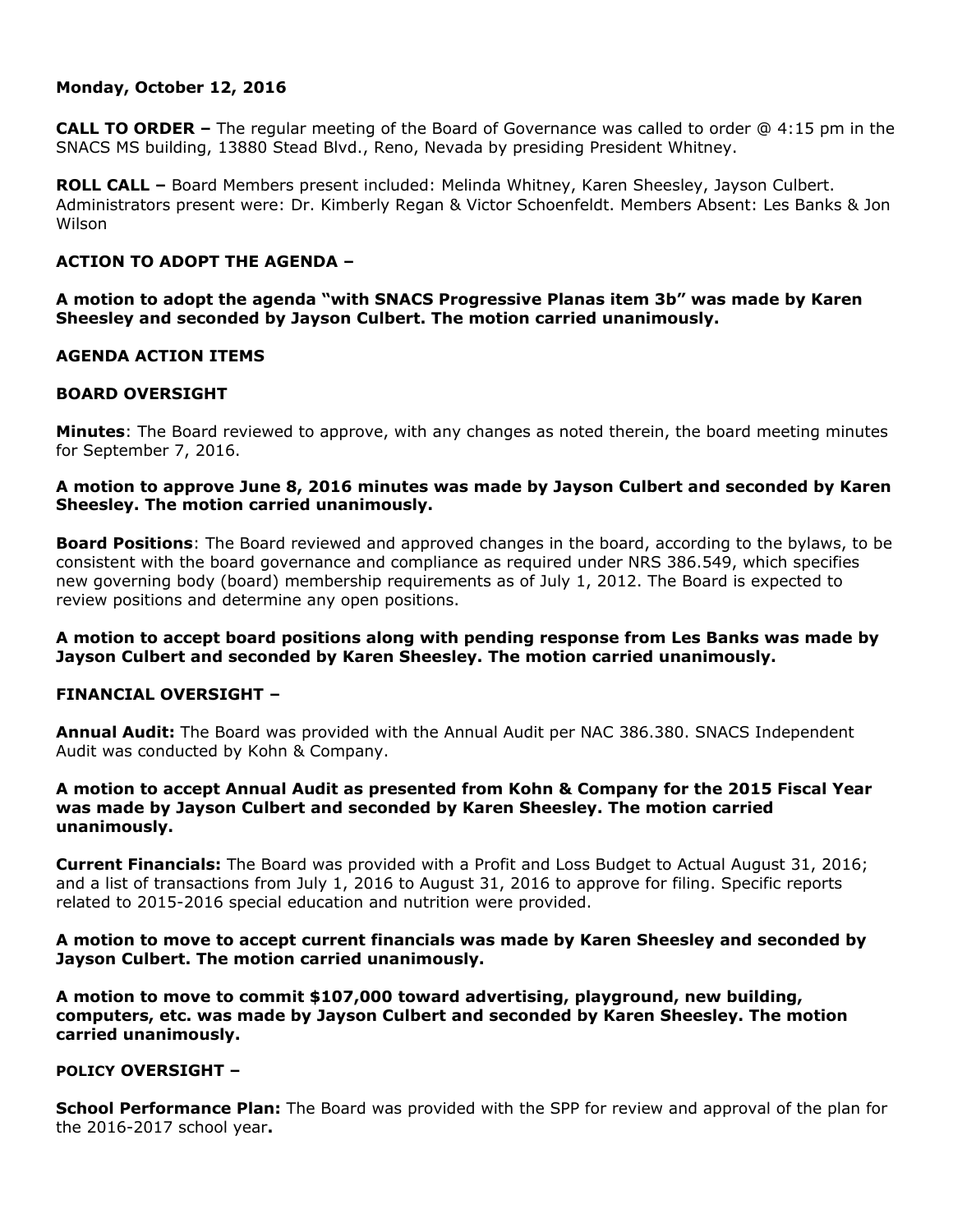**Monday, October 12, 2016**

**CALL TO ORDER –** The regular meeting of the Board of Governance was called to order @ 4:15 pm in the SNACS MS building, 13880 Stead Blvd., Reno, Nevada by presiding President Whitney.

**ROLL CALL –** Board Members present included: Melinda Whitney, Karen Sheesley, Jayson Culbert. Administrators present were: Dr. Kimberly Regan & Victor Schoenfeldt. Members Absent: Les Banks & Jon Wilson

**ACTION TO ADOPT THE AGENDA –**

**A motion to adopt the agenda "with SNACS Progressive Planas item 3b" was made by Karen Sheesley and seconded by Jayson Culbert. The motion carried unanimously.**

**AGENDA ACTION ITEMS**

**BOARD OVERSIGHT**

**Minutes**: The Board reviewed to approve, with any changes as noted therein, the board meeting minutes for September 7, 2016.

**A motion to approve June 8, 2016 minutes was made by Jayson Culbert and seconded by Karen Sheesley. The motion carried unanimously.**

**Board Positions**: The Board reviewed and approved changes in the board, according to the bylaws, to be consistent with the board governance and compliance as required under NRS 386.549, which specifies new governing body (board) membership requirements as of July 1, 2012. The Board is expected to review positions and determine any open positions.

**A motion to accept board positions along with pending response from Les Banks was made by Jayson Culbert and seconded by Karen Sheesley. The motion carried unanimously.**

**FINANCIAL OVERSIGHT –**

**Annual Audit:** The Board was provided with the Annual Audit per NAC 386.380. SNACS Independent Audit was conducted by Kohn & Company.

**A motion to accept Annual Audit as presented from Kohn & Company for the 2015 Fiscal Year was made by Jayson Culbert and seconded by Karen Sheesley. The motion carried unanimously.**

**Current Financials:** The Board was provided with a Profit and Loss Budget to Actual August 31, 2016; and a list of transactions from July 1, 2016 to August 31, 2016 to approve for filing. Specific reports related to 2015-2016 special education and nutrition were provided.

**A motion to move to accept current financials was made by Karen Sheesley and seconded by Jayson Culbert. The motion carried unanimously.**

**A motion to move to commit $107,000 toward advertising, playground, new building, computers, etc. was made by Jayson Culbert and seconded by Karen Sheesley. The motion carried unanimously.**

**POLICY OVERSIGHT –**

**School Performance Plan:** The Board was provided with the SPP for review and approval of the plan for the 2016-2017 school year**.**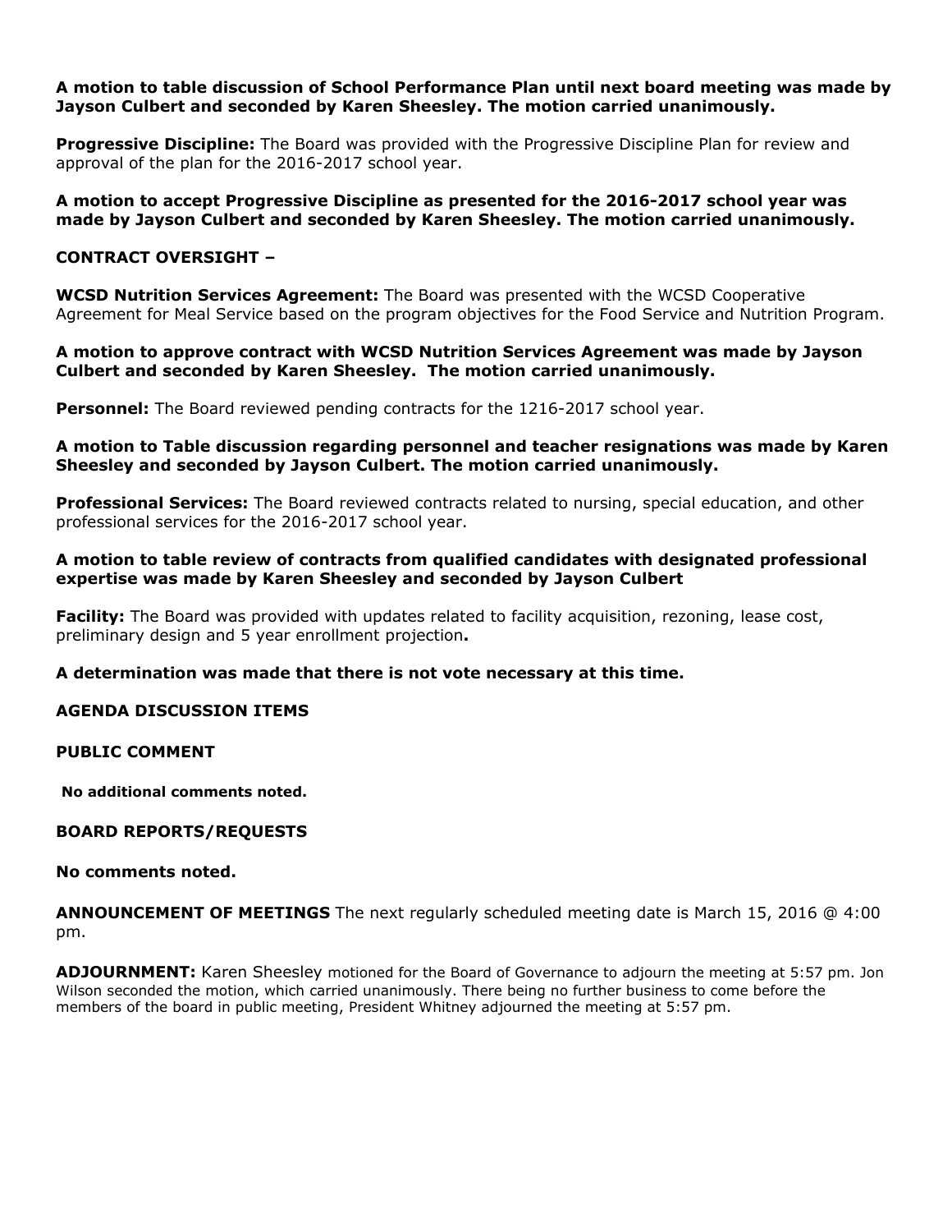**A motion to table discussion of School Performance Plan until next board meeting was made by Jayson Culbert and seconded by Karen Sheesley. The motion carried unanimously.**

**Progressive Discipline:** The Board was provided with the Progressive Discipline Plan for review and approval of the plan for the 2016-2017 school year.

**A motion to accept Progressive Discipline as presented for the 2016-2017 school year was made by Jayson Culbert and seconded by Karen Sheesley. The motion carried unanimously.**

**CONTRACT OVERSIGHT –**

**WCSD Nutrition Services Agreement:** The Board was presented with the WCSD Cooperative Agreement for Meal Service based on the program objectives for the Food Service and Nutrition Program.

**A motion to approve contract with WCSD Nutrition Services Agreement was made by Jayson Culbert and seconded by Karen Sheesley. The motion carried unanimously.**

**Personnel:** The Board reviewed pending contracts for the 1216-2017 school year.

**A motion to Table discussion regarding personnel and teacher resignations was made by Karen Sheesley and seconded by Jayson Culbert. The motion carried unanimously.**

**Professional Services:** The Board reviewed contracts related to nursing, special education, and other professional services for the 2016-2017 school year.

**A motion to table review of contracts from qualified candidates with designated professional expertise was made by Karen Sheesley and seconded by Jayson Culbert**

**Facility:** The Board was provided with updates related to facility acquisition, rezoning, lease cost, preliminary design and 5 year enrollment projection**.**

**A determination was made that there is not vote necessary at this time.**

**AGENDA DISCUSSION ITEMS**

**PUBLIC COMMENT**

**No additional comments noted.**

**BOARD REPORTS/REQUESTS**

**No comments noted.**

**ANNOUNCEMENT OF MEETINGS** The next regularly scheduled meeting date is March 15, 2016 @ 4:00 pm.

**ADJOURNMENT:** Karen Sheesley motioned for the Board of Governance to adjourn the meeting at 5:57 pm. Jon Wilson seconded the motion, which carried unanimously. There being no further business to come before the members of the board in public meeting, President Whitney adjourned the meeting at 5:57 pm.